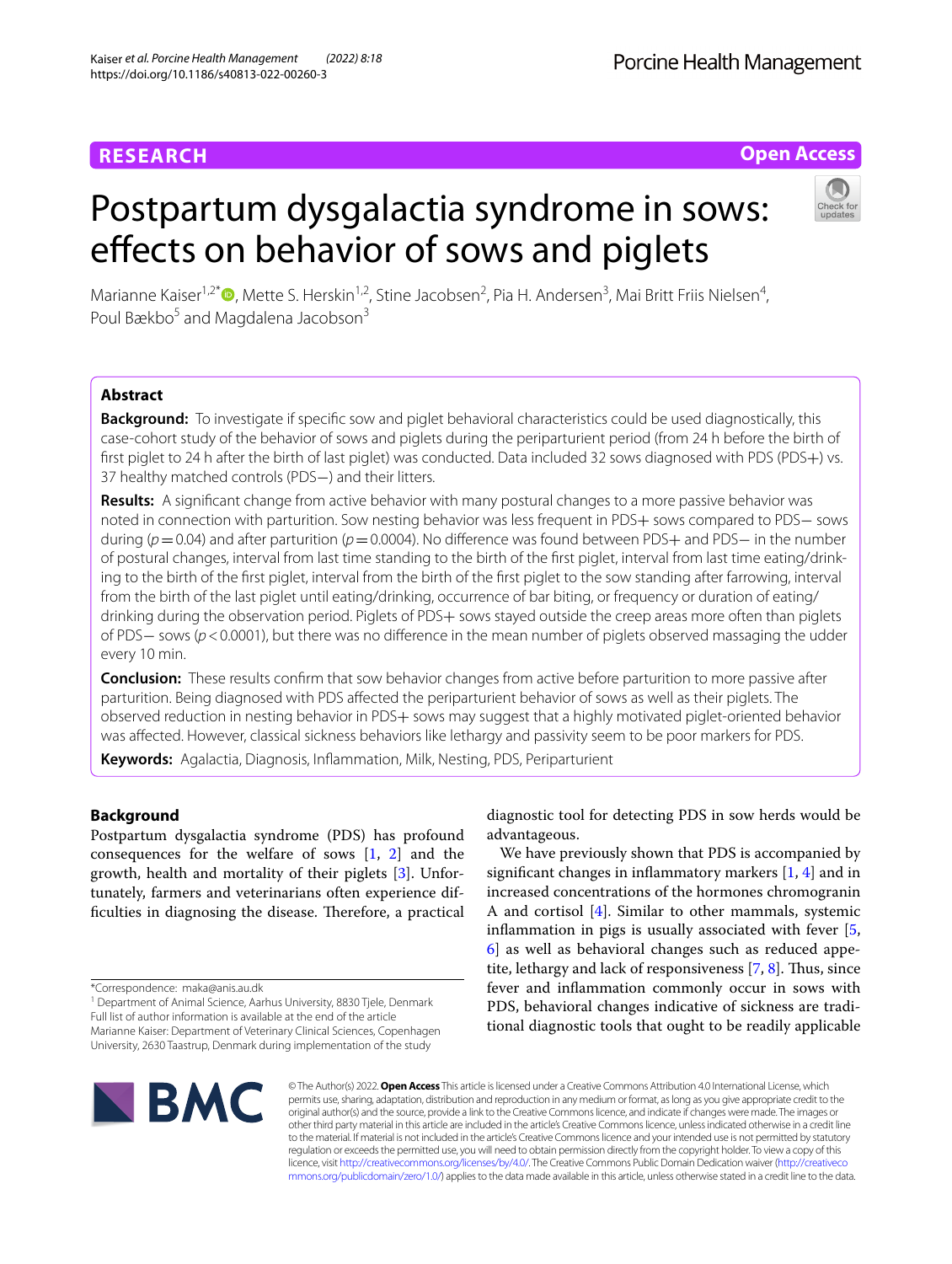RESEARCH

Open Access

# Postpartum dysgalactia syndrome in sows: effects on behavior of sows and piglets

Marianne Kaiser[1,2*], Mette S. Herskin[1,2], Stine Jacobsen[2], Pia H. Andersen[3], Mai Britt Friis Nielsen[4], Poul Bækbo[5] and Magdalena Jacobson[3]

## Abstract

**Background:** To investigate if specific sow and piglet behavioral characteristics could be used diagnostically, this case-cohort study of the behavior of sows and piglets during the periparturient period (from 24 h before the birth of first piglet to 24 h after the birth of last piglet) was conducted. Data included 32 sows diagnosed with PDS (PDS+) vs. 37 healthy matched controls (PDS−) and their litters.

**Results:** A significant change from active behavior with many postural changes to a more passive behavior was noted in connection with parturition. Sow nesting behavior was less frequent in PDS+ sows compared to PDS− sows during ($p = 0.04$) and after parturition ($p = 0.0004$). No difference was found between PDS+ and PDS− in the number of postural changes, interval from last time standing to the birth of the first piglet, interval from last time eating/drinking to the birth of the first piglet, interval from the birth of the first piglet to the sow standing after farrowing, interval from the birth of the last piglet until eating/drinking, occurrence of bar biting, or frequency or duration of eating/drinking during the observation period. Piglets of PDS+ sows stayed outside the creep areas more often than piglets of PDS− sows ($p < 0.0001$), but there was no difference in the mean number of piglets observed massaging the udder every 10 min.

**Conclusion:** These results confirm that sow behavior changes from active before parturition to more passive after parturition. Being diagnosed with PDS affected the periparturient behavior of sows as well as their piglets. The observed reduction in nesting behavior in PDS+ sows may suggest that a highly motivated piglet-oriented behavior was affected. However, classical sickness behaviors like lethargy and passivity seem to be poor markers for PDS.

**Keywords:** Agalactia, Diagnosis, Inflammation, Milk, Nesting, PDS, Periparturient

## Background

Postpartum dysgalactia syndrome (PDS) has profound consequences for the welfare of sows [1, 2] and the growth, health and mortality of their piglets [3]. Unfortunately, farmers and veterinarians often experience difficulties in diagnosing the disease. Therefore, a practical diagnostic tool for detecting PDS in sow herds would be advantageous.

We have previously shown that PDS is accompanied by significant changes in inflammatory markers [1, 4] and in increased concentrations of the hormones chromogranin A and cortisol [4]. Similar to other mammals, systemic inflammation in pigs is usually associated with fever [5, 6] as well as behavioral changes such as reduced appetite, lethargy and lack of responsiveness [7, 8]. Thus, since fever and inflammation commonly occur in sows with PDS, behavioral changes indicative of sickness are traditional diagnostic tools that ought to be readily applicable

*Correspondence: maka@anis.au.dk

[1] Department of Animal Science, Aarhus University, 8830 Tjele, Denmark

Full list of author information is available at the end of the article

Marianne Kaiser: Department of Veterinary Clinical Sciences, Copenhagen University, 2630 Taastrup, Denmark during implementation of the study

© The Author(s) 2022. **Open Access** This article is licensed under a Creative Commons Attribution 4.0 International License, which permits use, sharing, adaptation, distribution and reproduction in any medium or format, as long as you give appropriate credit to the original author(s) and the source, provide a link to the Creative Commons licence, and indicate if changes were made. The images or other third party material in this article are included in the article's Creative Commons licence, unless indicated otherwise in a credit line to the material. If material is not included in the article's Creative Commons licence and your intended use is not permitted by statutory regulation or exceeds the permitted use, you will need to obtain permission directly from the copyright holder. To view a copy of this licence, visit http://creativecommons.org/licenses/by/4.0/. The Creative Commons Public Domain Dedication waiver (http://creativecommons.org/publicdomain/zero/1.0/) applies to the data made available in this article, unless otherwise stated in a credit line to the data.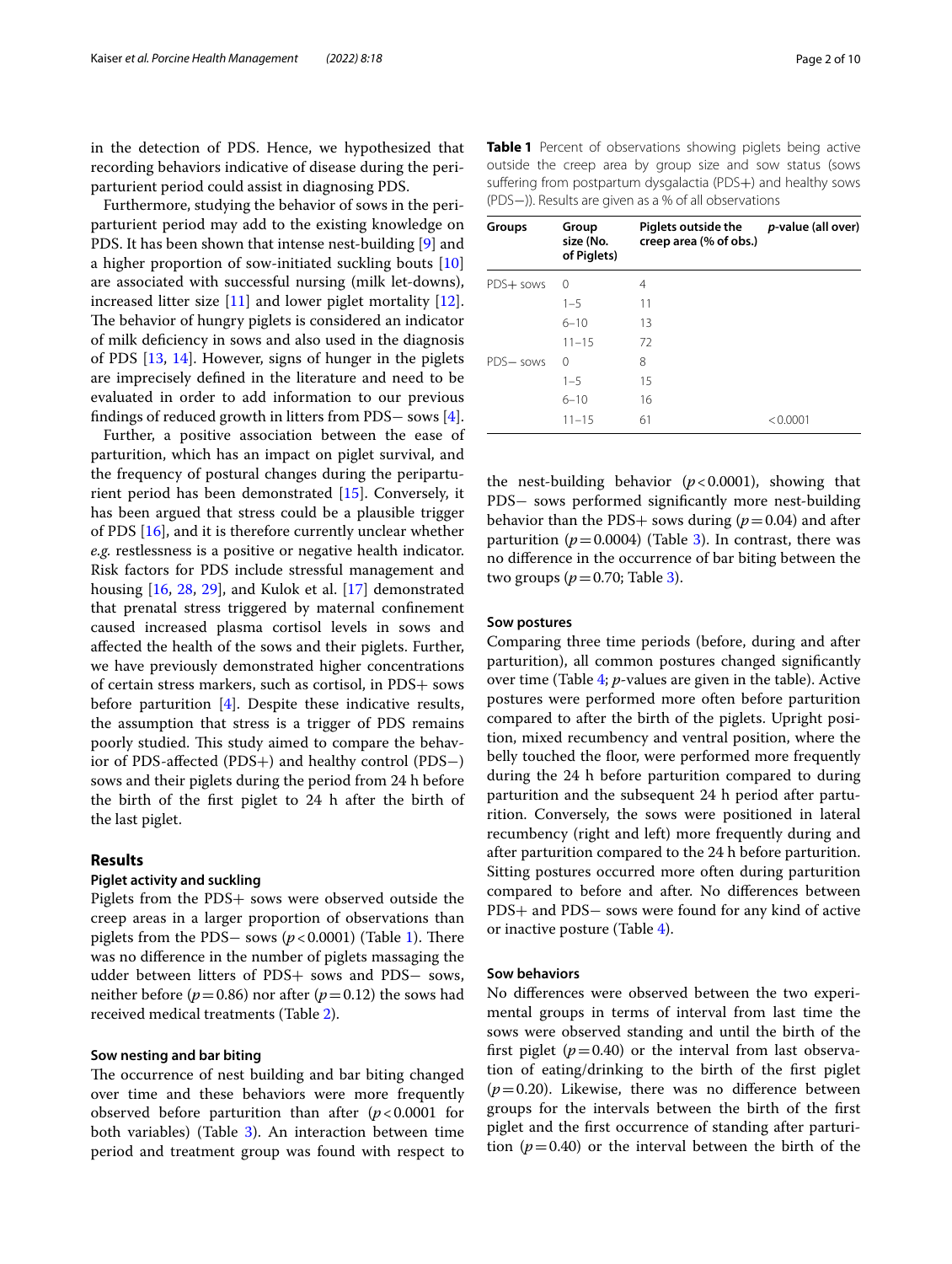in the detection of PDS. Hence, we hypothesized that recording behaviors indicative of disease during the periparturient period could assist in diagnosing PDS.

Furthermore, studying the behavior of sows in the periparturient period may add to the existing knowledge on PDS. It has been shown that intense nest-building [9] and a higher proportion of sow-initiated suckling bouts [10] are associated with successful nursing (milk let-downs), increased litter size [11] and lower piglet mortality [12]. The behavior of hungry piglets is considered an indicator of milk deficiency in sows and also used in the diagnosis of PDS [13, 14]. However, signs of hunger in the piglets are imprecisely defined in the literature and need to be evaluated in order to add information to our previous findings of reduced growth in litters from PDS− sows [4].

Further, a positive association between the ease of parturition, which has an impact on piglet survival, and the frequency of postural changes during the periparturient period has been demonstrated [15]. Conversely, it has been argued that stress could be a plausible trigger of PDS [16], and it is therefore currently unclear whether *e.g.* restlessness is a positive or negative health indicator. Risk factors for PDS include stressful management and housing [16, 28, 29], and Kulok et al. [17] demonstrated that prenatal stress triggered by maternal confinement caused increased plasma cortisol levels in sows and affected the health of the sows and their piglets. Further, we have previously demonstrated higher concentrations of certain stress markers, such as cortisol, in PDS+ sows before parturition [4]. Despite these indicative results, the assumption that stress is a trigger of PDS remains poorly studied. This study aimed to compare the behavior of PDS-affected (PDS+) and healthy control (PDS−) sows and their piglets during the period from 24 h before the birth of the first piglet to 24 h after the birth of the last piglet.

## Results

### Piglet activity and suckling

Piglets from the PDS+ sows were observed outside the creep areas in a larger proportion of observations than piglets from the PDS− sows ($p < 0.0001$) (Table 1). There was no difference in the number of piglets massaging the udder between litters of PDS+ sows and PDS− sows, neither before ($p = 0.86$) nor after ($p = 0.12$) the sows had received medical treatments (Table 2).

**Table 1** Percent of observations showing piglets being active outside the creep area by group size and sow status (sows suffering from postpartum dysgalactia (PDS+) and healthy sows (PDS−)). Results are given as a % of all observations

| Groups | Group size (No. of Piglets) | Piglets outside the creep area (% of obs.) | *p*-value (all over) |
|---|---|---|---|
| PDS+ sows | 0 | 4 | |
| | 1–5 | 11 | |
| | 6–10 | 13 | |
| | 11–15 | 72 | |
| PDS− sows | 0 | 8 | |
| | 1–5 | 15 | |
| | 6–10 | 16 | |
| | 11–15 | 61 | < 0.0001 |

### Sow nesting and bar biting

The occurrence of nest building and bar biting changed over time and these behaviors were more frequently observed before parturition than after ($p < 0.0001$ for both variables) (Table 3). An interaction between time period and treatment group was found with respect to the nest-building behavior ($p < 0.0001$), showing that PDS− sows performed significantly more nest-building behavior than the PDS+ sows during ($p = 0.04$) and after parturition ($p = 0.0004$) (Table 3). In contrast, there was no difference in the occurrence of bar biting between the two groups ($p = 0.70$; Table 3).

### Sow postures

Comparing three time periods (before, during and after parturition), all common postures changed significantly over time (Table 4; *p*-values are given in the table). Active postures were performed more often before parturition compared to after the birth of the piglets. Upright position, mixed recumbency and ventral position, where the belly touched the floor, were performed more frequently during the 24 h before parturition compared to during parturition and the subsequent 24 h period after parturition. Conversely, the sows were positioned in lateral recumbency (right and left) more frequently during and after parturition compared to the 24 h before parturition. Sitting postures occurred more often during parturition compared to before and after. No differences between PDS+ and PDS− sows were found for any kind of active or inactive posture (Table 4).

### Sow behaviors

No differences were observed between the two experimental groups in terms of interval from last time the sows were observed standing and until the birth of the first piglet ($p = 0.40$) or the interval from last observation of eating/drinking to the birth of the first piglet ($p = 0.20$). Likewise, there was no difference between groups for the intervals between the birth of the first piglet and the first occurrence of standing after parturition ($p = 0.40$) or the interval between the birth of the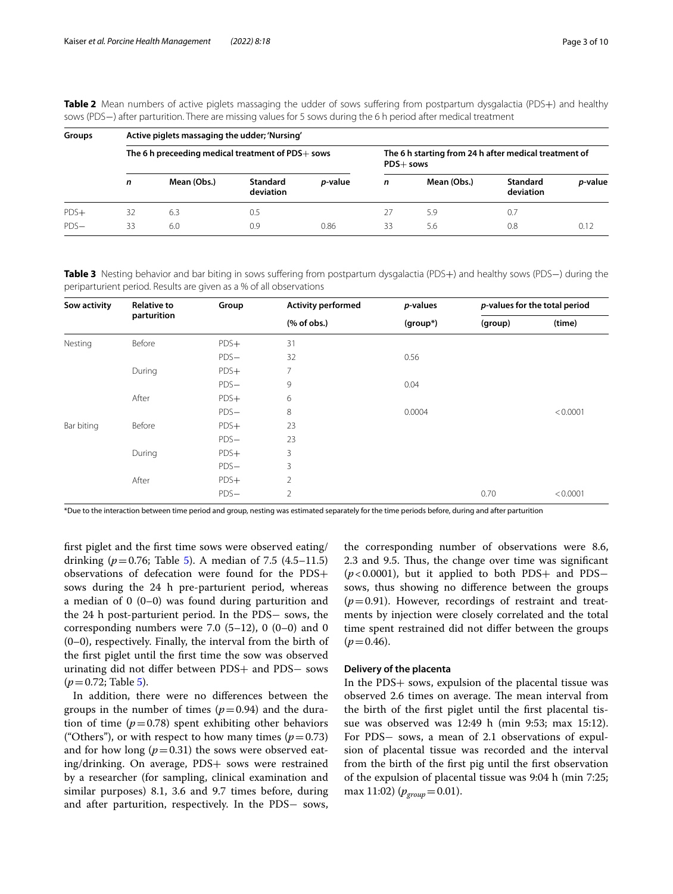**Table 2** Mean numbers of active piglets massaging the udder of sows suffering from postpartum dysgalactia (PDS+) and healthy sows (PDS−) after parturition. There are missing values for 5 sows during the 6 h period after medical treatment

| Groups | Active piglets massaging the udder; 'Nursing' | | | | | | | |
|---|---|---|---|---|---|---|---|---|
| | The 6 h preceeding medical treatment of PDS+ sows | | | | The 6 h starting from 24 h after medical treatment of PDS+ sows | | | |
| | *n* | Mean (Obs.) | Standard deviation | *p*-value | *n* | Mean (Obs.) | Standard deviation | *p*-value |
| PDS+ | 32 | 6.3 | 0.5 | | 27 | 5.9 | 0.7 | |
| PDS− | 33 | 6.0 | 0.9 | 0.86 | 33 | 5.6 | 0.8 | 0.12 |

**Table 3** Nesting behavior and bar biting in sows suffering from postpartum dysgalactia (PDS+) and healthy sows (PDS−) during the periparturient period. Results are given as a % of all observations

| Sow activity | Relative to parturition | Group | Activity performed | *p*-values | *p*-values for the total period | |
|---|---|---|---|---|---|---|
| | | | (% of obs.) | (group*) | (group) | (time) |
| Nesting | Before | PDS+ | 31 | | | |
| | | PDS− | 32 | 0.56 | | |
| | During | PDS+ | 7 | | | |
| | | PDS− | 9 | 0.04 | | |
| | After | PDS+ | 6 | | | |
| | | PDS− | 8 | 0.0004 | | < 0.0001 |
| Bar biting | Before | PDS+ | 23 | | | |
| | | PDS− | 23 | | | |
| | During | PDS+ | 3 | | | |
| | | PDS− | 3 | | | |
| | After | PDS+ | 2 | | | |
| | | PDS− | 2 | | 0.70 | < 0.0001 |

*Due to the interaction between time period and group, nesting was estimated separately for the time periods before, during and after parturition

first piglet and the first time sows were observed eating/drinking ($p = 0.76$; Table 5). A median of 7.5 (4.5–11.5) observations of defecation were found for the PDS+ sows during the 24 h pre-parturient period, whereas a median of 0 (0–0) was found during parturition and the 24 h post-parturient period. In the PDS− sows, the corresponding numbers were 7.0 (5–12), 0 (0–0) and 0 (0–0), respectively. Finally, the interval from the birth of the first piglet until the first time the sow was observed urinating did not differ between PDS+ and PDS− sows ($p = 0.72$; Table 5).

In addition, there were no differences between the groups in the number of times ($p = 0.94$) and the duration of time ($p = 0.78$) spent exhibiting other behaviors ("Others"), or with respect to how many times ($p = 0.73$) and for how long ($p = 0.31$) the sows were observed eating/drinking. On average, PDS+ sows were restrained by a researcher (for sampling, clinical examination and similar purposes) 8.1, 3.6 and 9.7 times before, during and after parturition, respectively. In the PDS− sows, the corresponding number of observations were 8.6, 2.3 and 9.5. Thus, the change over time was significant ($p < 0.0001$), but it applied to both PDS+ and PDS− sows, thus showing no difference between the groups ($p = 0.91$). However, recordings of restraint and treatments by injection were closely correlated and the total time spent restrained did not differ between the groups ($p = 0.46$).

### Delivery of the placenta

In the PDS+ sows, expulsion of the placental tissue was observed 2.6 times on average. The mean interval from the birth of the first piglet until the first placental tissue was observed was 12:49 h (min 9:53; max 15:12). For PDS− sows, a mean of 2.1 observations of expulsion of placental tissue was recorded and the interval from the birth of the first pig until the first observation of the expulsion of placental tissue was 9:04 h (min 7:25; max 11:02) ($p_{group} = 0.01$).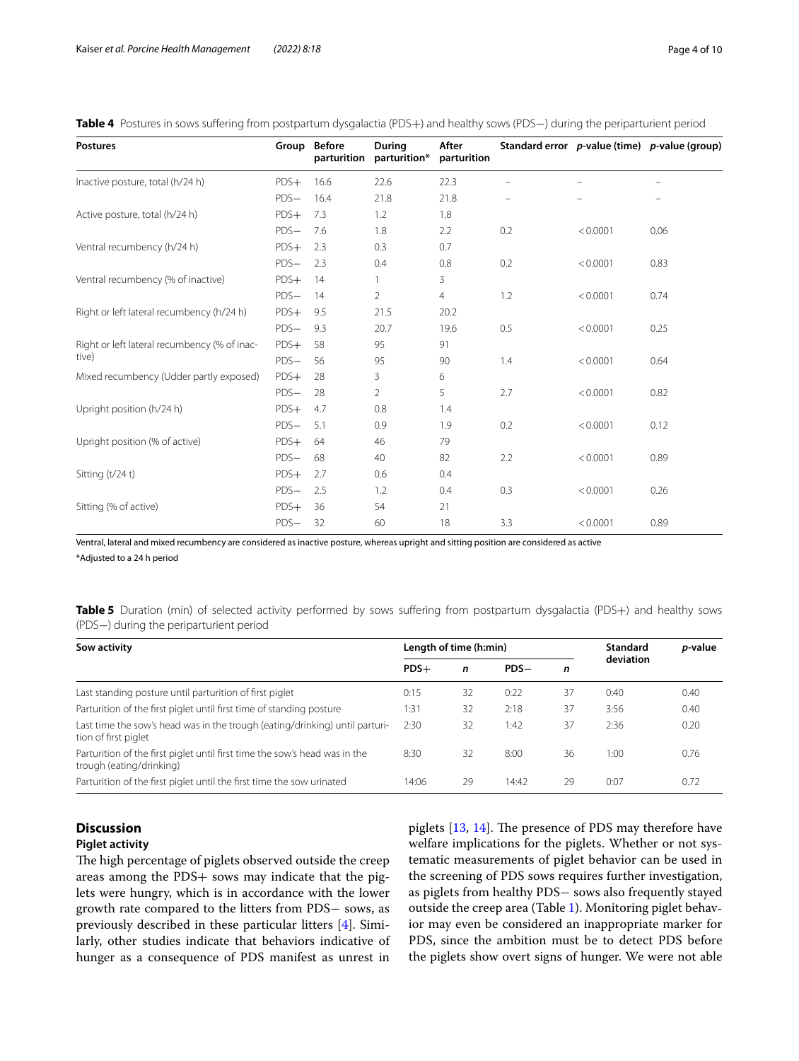**Table 4** Postures in sows suffering from postpartum dysgalactia (PDS+) and healthy sows (PDS−) during the periparturient period

| Postures | Group | Before parturition | During parturition* | After parturition | Standard error | p-value (time) | p-value (group) |
|---|---|---|---|---|---|---|---|
| Inactive posture, total (h/24 h) | PDS+ | 16.6 | 22.6 | 22.3 | – | – | – |
| | PDS− | 16.4 | 21.8 | 21.8 | – | – | – |
| Active posture, total (h/24 h) | PDS+ | 7.3 | 1.2 | 1.8 | | | |
| | PDS− | 7.6 | 1.8 | 2.2 | 0.2 | < 0.0001 | 0.06 |
| Ventral recumbency (h/24 h) | PDS+ | 2.3 | 0.3 | 0.7 | | | |
| | PDS− | 2.3 | 0.4 | 0.8 | 0.2 | < 0.0001 | 0.83 |
| Ventral recumbency (% of inactive) | PDS+ | 14 | 1 | 3 | | | |
| | PDS− | 14 | 2 | 4 | 1.2 | < 0.0001 | 0.74 |
| Right or left lateral recumbency (h/24 h) | PDS+ | 9.5 | 21.5 | 20.2 | | | |
| | PDS− | 9.3 | 20.7 | 19.6 | 0.5 | < 0.0001 | 0.25 |
| Right or left lateral recumbency (% of inactive) | PDS+ | 58 | 95 | 91 | | | |
| | PDS− | 56 | 95 | 90 | 1.4 | < 0.0001 | 0.64 |
| Mixed recumbency (Udder partly exposed) | PDS+ | 28 | 3 | 6 | | | |
| | PDS− | 28 | 2 | 5 | 2.7 | < 0.0001 | 0.82 |
| Upright position (h/24 h) | PDS+ | 4.7 | 0.8 | 1.4 | | | |
| | PDS− | 5.1 | 0.9 | 1.9 | 0.2 | < 0.0001 | 0.12 |
| Upright position (% of active) | PDS+ | 64 | 46 | 79 | | | |
| | PDS− | 68 | 40 | 82 | 2.2 | < 0.0001 | 0.89 |
| Sitting (t/24 t) | PDS+ | 2.7 | 0.6 | 0.4 | | | |
| | PDS− | 2.5 | 1.2 | 0.4 | 0.3 | < 0.0001 | 0.26 |
| Sitting (% of active) | PDS+ | 36 | 54 | 21 | | | |
| | PDS− | 32 | 60 | 18 | 3.3 | < 0.0001 | 0.89 |

Ventral, lateral and mixed recumbency are considered as inactive posture, whereas upright and sitting position are considered as active

*Adjusted to a 24 h period

**Table 5** Duration (min) of selected activity performed by sows suffering from postpartum dysgalactia (PDS+) and healthy sows (PDS−) during the periparturient period

| Sow activity | Length of time (h:min) | | | | Standard deviation | p-value |
|---|---|---|---|---|---|---|
| | PDS+ | n | PDS− | n | | |
| Last standing posture until parturition of first piglet | 0:15 | 32 | 0:22 | 37 | 0:40 | 0.40 |
| Parturition of the first piglet until first time of standing posture | 1:31 | 32 | 2:18 | 37 | 3:56 | 0.40 |
| Last time the sow's head was in the trough (eating/drinking) until parturition of first piglet | 2:30 | 32 | 1:42 | 37 | 2:36 | 0.20 |
| Parturition of the first piglet until first time the sow's head was in the trough (eating/drinking) | 8:30 | 32 | 8:00 | 36 | 1:00 | 0.76 |
| Parturition of the first piglet until the first time the sow urinated | 14:06 | 29 | 14:42 | 29 | 0:07 | 0.72 |

## Discussion

### Piglet activity

The high percentage of piglets observed outside the creep areas among the PDS+ sows may indicate that the piglets were hungry, which is in accordance with the lower growth rate compared to the litters from PDS− sows, as previously described in these particular litters [4]. Similarly, other studies indicate that behaviors indicative of hunger as a consequence of PDS manifest as unrest in piglets [13, 14]. The presence of PDS may therefore have welfare implications for the piglets. Whether or not systematic measurements of piglet behavior can be used in the screening of PDS sows requires further investigation, as piglets from healthy PDS− sows also frequently stayed outside the creep area (Table 1). Monitoring piglet behavior may even be considered an inappropriate marker for PDS, since the ambition must be to detect PDS before the piglets show overt signs of hunger. We were not able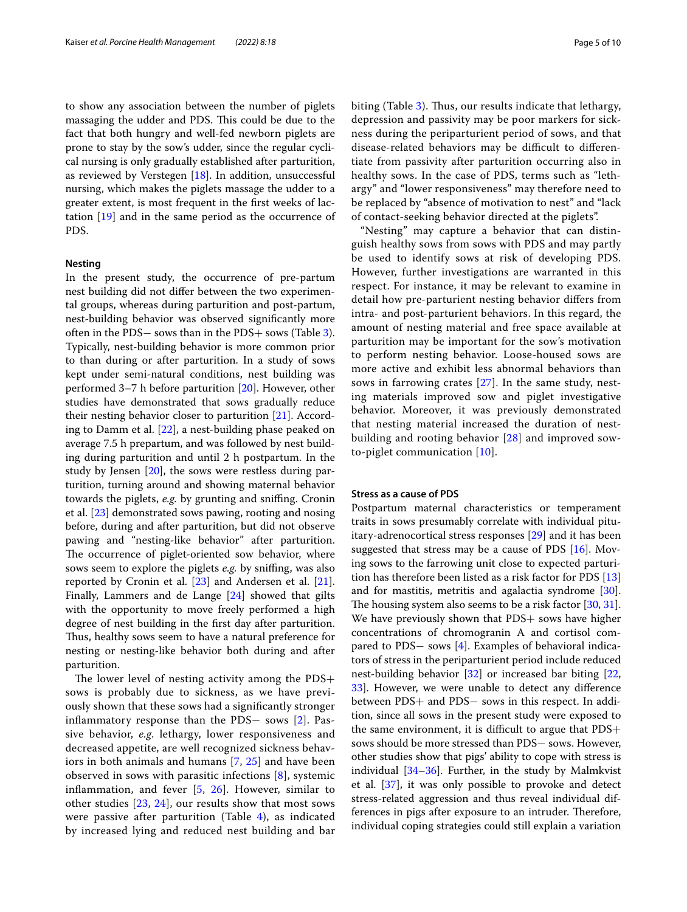to show any association between the number of piglets massaging the udder and PDS. This could be due to the fact that both hungry and well-fed newborn piglets are prone to stay by the sow's udder, since the regular cyclical nursing is only gradually established after parturition, as reviewed by Verstegen [18]. In addition, unsuccessful nursing, which makes the piglets massage the udder to a greater extent, is most frequent in the first weeks of lactation [19] and in the same period as the occurrence of PDS.

#### Nesting

In the present study, the occurrence of pre-partum nest building did not differ between the two experimental groups, whereas during parturition and post-partum, nest-building behavior was observed significantly more often in the PDS− sows than in the PDS+ sows (Table 3). Typically, nest-building behavior is more common prior to than during or after parturition. In a study of sows kept under semi-natural conditions, nest building was performed 3–7 h before parturition [20]. However, other studies have demonstrated that sows gradually reduce their nesting behavior closer to parturition [21]. According to Damm et al. [22], a nest-building phase peaked on average 7.5 h prepartum, and was followed by nest building during parturition and until 2 h postpartum. In the study by Jensen [20], the sows were restless during parturition, turning around and showing maternal behavior towards the piglets, *e.g.* by grunting and sniffing. Cronin et al. [23] demonstrated sows pawing, rooting and nosing before, during and after parturition, but did not observe pawing and "nesting-like behavior" after parturition. The occurrence of piglet-oriented sow behavior, where sows seem to explore the piglets *e.g.* by sniffing, was also reported by Cronin et al. [23] and Andersen et al. [21]. Finally, Lammers and de Lange [24] showed that gilts with the opportunity to move freely performed a high degree of nest building in the first day after parturition. Thus, healthy sows seem to have a natural preference for nesting or nesting-like behavior both during and after parturition.

The lower level of nesting activity among the PDS+ sows is probably due to sickness, as we have previously shown that these sows had a significantly stronger inflammatory response than the PDS− sows [2]. Passive behavior, *e.g.* lethargy, lower responsiveness and decreased appetite, are well recognized sickness behaviors in both animals and humans [7, 25] and have been observed in sows with parasitic infections [8], systemic inflammation, and fever [5, 26]. However, similar to other studies [23, 24], our results show that most sows were passive after parturition (Table 4), as indicated by increased lying and reduced nest building and bar biting (Table 3). Thus, our results indicate that lethargy, depression and passivity may be poor markers for sickness during the periparturient period of sows, and that disease-related behaviors may be difficult to differentiate from passivity after parturition occurring also in healthy sows. In the case of PDS, terms such as "lethargy" and "lower responsiveness" may therefore need to be replaced by "absence of motivation to nest" and "lack of contact-seeking behavior directed at the piglets".

"Nesting" may capture a behavior that can distinguish healthy sows from sows with PDS and may partly be used to identify sows at risk of developing PDS. However, further investigations are warranted in this respect. For instance, it may be relevant to examine in detail how pre-parturient nesting behavior differs from intra- and post-parturient behaviors. In this regard, the amount of nesting material and free space available at parturition may be important for the sow's motivation to perform nesting behavior. Loose-housed sows are more active and exhibit less abnormal behaviors than sows in farrowing crates [27]. In the same study, nesting materials improved sow and piglet investigative behavior. Moreover, it was previously demonstrated that nesting material increased the duration of nest-building and rooting behavior [28] and improved sow-to-piglet communication [10].

#### Stress as a cause of PDS

Postpartum maternal characteristics or temperament traits in sows presumably correlate with individual pituitary-adrenocortical stress responses [29] and it has been suggested that stress may be a cause of PDS [16]. Moving sows to the farrowing unit close to expected parturition has therefore been listed as a risk factor for PDS [13] and for mastitis, metritis and agalactia syndrome [30]. The housing system also seems to be a risk factor [30, 31]. We have previously shown that PDS+ sows have higher concentrations of chromogranin A and cortisol compared to PDS− sows [4]. Examples of behavioral indicators of stress in the periparturient period include reduced nest-building behavior [32] or increased bar biting [22, 33]. However, we were unable to detect any difference between PDS+ and PDS− sows in this respect. In addition, since all sows in the present study were exposed to the same environment, it is difficult to argue that PDS+ sows should be more stressed than PDS− sows. However, other studies show that pigs' ability to cope with stress is individual [34–36]. Further, in the study by Malmkvist et al. [37], it was only possible to provoke and detect stress-related aggression and thus reveal individual differences in pigs after exposure to an intruder. Therefore, individual coping strategies could still explain a variation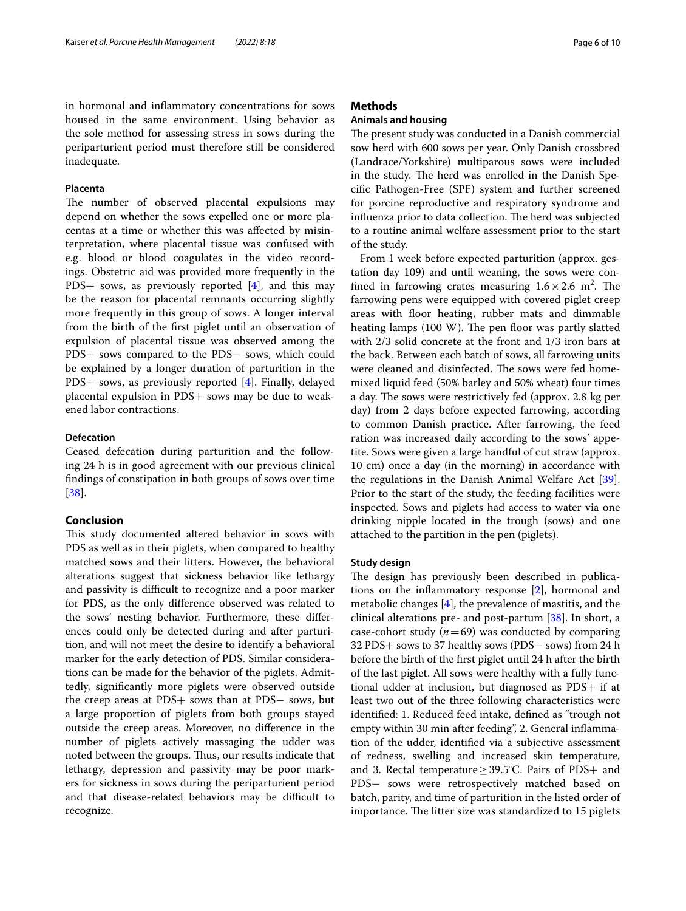in hormonal and inflammatory concentrations for sows housed in the same environment. Using behavior as the sole method for assessing stress in sows during the periparturient period must therefore still be considered inadequate.

### Placenta

The number of observed placental expulsions may depend on whether the sows expelled one or more placentas at a time or whether this was affected by misinterpretation, where placental tissue was confused with e.g. blood or blood coagulates in the video recordings. Obstetric aid was provided more frequently in the PDS+ sows, as previously reported [4], and this may be the reason for placental remnants occurring slightly more frequently in this group of sows. A longer interval from the birth of the first piglet until an observation of expulsion of placental tissue was observed among the PDS+ sows compared to the PDS− sows, which could be explained by a longer duration of parturition in the PDS+ sows, as previously reported [4]. Finally, delayed placental expulsion in PDS+ sows may be due to weakened labor contractions.

### Defecation

Ceased defecation during parturition and the following 24 h is in good agreement with our previous clinical findings of constipation in both groups of sows over time [38].

## Conclusion

This study documented altered behavior in sows with PDS as well as in their piglets, when compared to healthy matched sows and their litters. However, the behavioral alterations suggest that sickness behavior like lethargy and passivity is difficult to recognize and a poor marker for PDS, as the only difference observed was related to the sows' nesting behavior. Furthermore, these differences could only be detected during and after parturition, and will not meet the desire to identify a behavioral marker for the early detection of PDS. Similar considerations can be made for the behavior of the piglets. Admittedly, significantly more piglets were observed outside the creep areas at PDS+ sows than at PDS− sows, but a large proportion of piglets from both groups stayed outside the creep areas. Moreover, no difference in the number of piglets actively massaging the udder was noted between the groups. Thus, our results indicate that lethargy, depression and passivity may be poor markers for sickness in sows during the periparturient period and that disease-related behaviors may be difficult to recognize.

## Methods

### Animals and housing

The present study was conducted in a Danish commercial sow herd with 600 sows per year. Only Danish crossbred (Landrace/Yorkshire) multiparous sows were included in the study. The herd was enrolled in the Danish Specific Pathogen-Free (SPF) system and further screened for porcine reproductive and respiratory syndrome and influenza prior to data collection. The herd was subjected to a routine animal welfare assessment prior to the start of the study.

From 1 week before expected parturition (approx. gestation day 109) and until weaning, the sows were confined in farrowing crates measuring $1.6 \times 2.6$ m$^2$. The farrowing pens were equipped with covered piglet creep areas with floor heating, rubber mats and dimmable heating lamps (100 W). The pen floor was partly slatted with 2/3 solid concrete at the front and 1/3 iron bars at the back. Between each batch of sows, all farrowing units were cleaned and disinfected. The sows were fed home-mixed liquid feed (50% barley and 50% wheat) four times a day. The sows were restrictively fed (approx. 2.8 kg per day) from 2 days before expected farrowing, according to common Danish practice. After farrowing, the feed ration was increased daily according to the sows' appetite. Sows were given a large handful of cut straw (approx. 10 cm) once a day (in the morning) in accordance with the regulations in the Danish Animal Welfare Act [39]. Prior to the start of the study, the feeding facilities were inspected. Sows and piglets had access to water via one drinking nipple located in the trough (sows) and one attached to the partition in the pen (piglets).

### Study design

The design has previously been described in publications on the inflammatory response [2], hormonal and metabolic changes [4], the prevalence of mastitis, and the clinical alterations pre- and post-partum [38]. In short, a case-cohort study ($n = 69$) was conducted by comparing 32 PDS+ sows to 37 healthy sows (PDS− sows) from 24 h before the birth of the first piglet until 24 h after the birth of the last piglet. All sows were healthy with a fully functional udder at inclusion, but diagnosed as PDS+ if at least two out of the three following characteristics were identified: 1. Reduced feed intake, defined as "trough not empty within 30 min after feeding", 2. General inflammation of the udder, identified via a subjective assessment of redness, swelling and increased skin temperature, and 3. Rectal temperature $\geq$ 39.5°C. Pairs of PDS+ and PDS− sows were retrospectively matched based on batch, parity, and time of parturition in the listed order of importance. The litter size was standardized to 15 piglets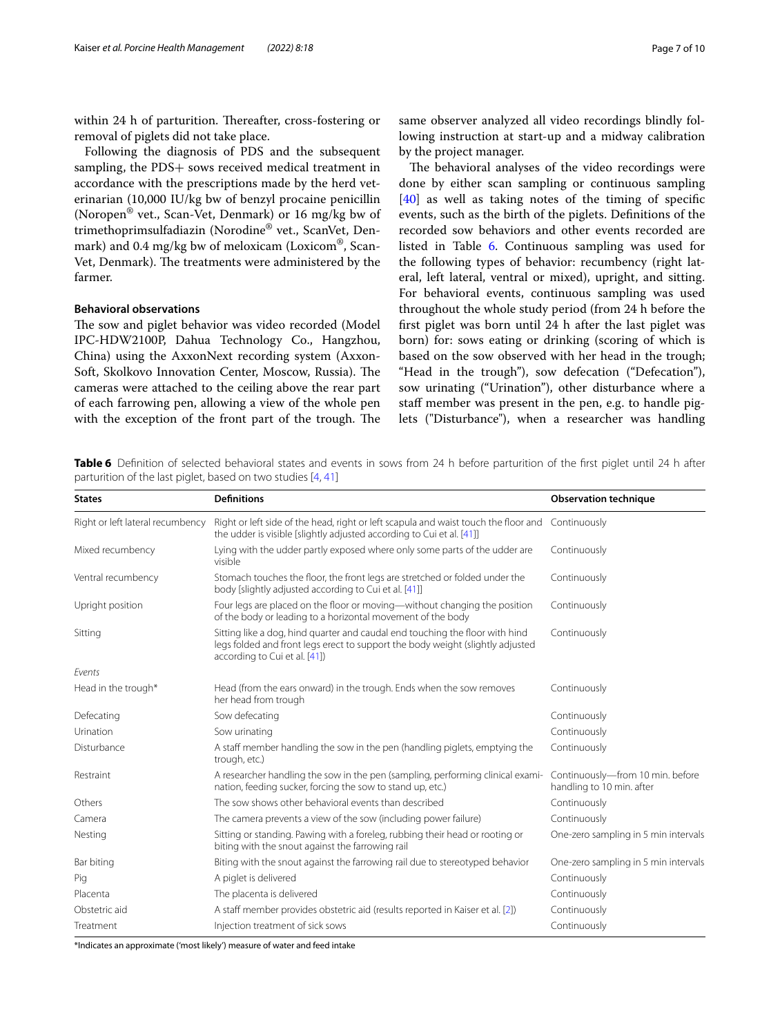within 24 h of parturition. Thereafter, cross-fostering or removal of piglets did not take place.

Following the diagnosis of PDS and the subsequent sampling, the PDS+ sows received medical treatment in accordance with the prescriptions made by the herd veterinarian (10,000 IU/kg bw of benzyl procaine penicillin (Noropen® vet., Scan-Vet, Denmark) or 16 mg/kg bw of trimethoprimsulfadiazin (Norodine® vet., ScanVet, Denmark) and 0.4 mg/kg bw of meloxicam (Loxicom®, Scan-Vet, Denmark). The treatments were administered by the farmer.

### Behavioral observations

The sow and piglet behavior was video recorded (Model IPC-HDW2100P, Dahua Technology Co., Hangzhou, China) using the AxxonNext recording system (Axxon-Soft, Skolkovo Innovation Center, Moscow, Russia). The cameras were attached to the ceiling above the rear part of each farrowing pen, allowing a view of the whole pen with the exception of the front part of the trough. The same observer analyzed all video recordings blindly following instruction at start-up and a midway calibration by the project manager.

The behavioral analyses of the video recordings were done by either scan sampling or continuous sampling [40] as well as taking notes of the timing of specific events, such as the birth of the piglets. Definitions of the recorded sow behaviors and other events recorded are listed in Table 6. Continuous sampling was used for the following types of behavior: recumbency (right lateral, left lateral, ventral or mixed), upright, and sitting. For behavioral events, continuous sampling was used throughout the whole study period (from 24 h before the first piglet was born until 24 h after the last piglet was born) for: sows eating or drinking (scoring of which is based on the sow observed with her head in the trough; "Head in the trough"), sow defecation ("Defecation"), sow urinating ("Urination"), other disturbance where a staff member was present in the pen, e.g. to handle piglets ("Disturbance"), when a researcher was handling

**Table 6** Definition of selected behavioral states and events in sows from 24 h before parturition of the first piglet until 24 h after parturition of the last piglet, based on two studies [4, 41]

| States | Definitions | Observation technique |
|---|---|---|
| Right or left lateral recumbency | Right or left side of the head, right or left scapula and waist touch the floor and the udder is visible [slightly adjusted according to Cui et al. [41]] | Continuously |
| Mixed recumbency | Lying with the udder partly exposed where only some parts of the udder are visible | Continuously |
| Ventral recumbency | Stomach touches the floor, the front legs are stretched or folded under the body [slightly adjusted according to Cui et al. [41]] | Continuously |
| Upright position | Four legs are placed on the floor or moving—without changing the position of the body or leading to a horizontal movement of the body | Continuously |
| Sitting | Sitting like a dog, hind quarter and caudal end touching the floor with hind legs folded and front legs erect to support the body weight (slightly adjusted according to Cui et al. [41]) | Continuously |
| *Events* | | |
| Head in the trough* | Head (from the ears onward) in the trough. Ends when the sow removes her head from trough | Continuously |
| Defecating | Sow defecating | Continuously |
| Urination | Sow urinating | Continuously |
| Disturbance | A staff member handling the sow in the pen (handling piglets, emptying the trough, etc.) | Continuously |
| Restraint | A researcher handling the sow in the pen (sampling, performing clinical examination, feeding sucker, forcing the sow to stand up, etc.) | Continuously—from 10 min. before handling to 10 min. after |
| Others | The sow shows other behavioral events than described | Continuously |
| Camera | The camera prevents a view of the sow (including power failure) | Continuously |
| Nesting | Sitting or standing. Pawing with a foreleg, rubbing their head or rooting or biting with the snout against the farrowing rail | One-zero sampling in 5 min intervals |
| Bar biting | Biting with the snout against the farrowing rail due to stereotyped behavior | One-zero sampling in 5 min intervals |
| Pig | A piglet is delivered | Continuously |
| Placenta | The placenta is delivered | Continuously |
| Obstetric aid | A staff member provides obstetric aid (results reported in Kaiser et al. [2]) | Continuously |
| Treatment | Injection treatment of sick sows | Continuously |

*Indicates an approximate ('most likely') measure of water and feed intake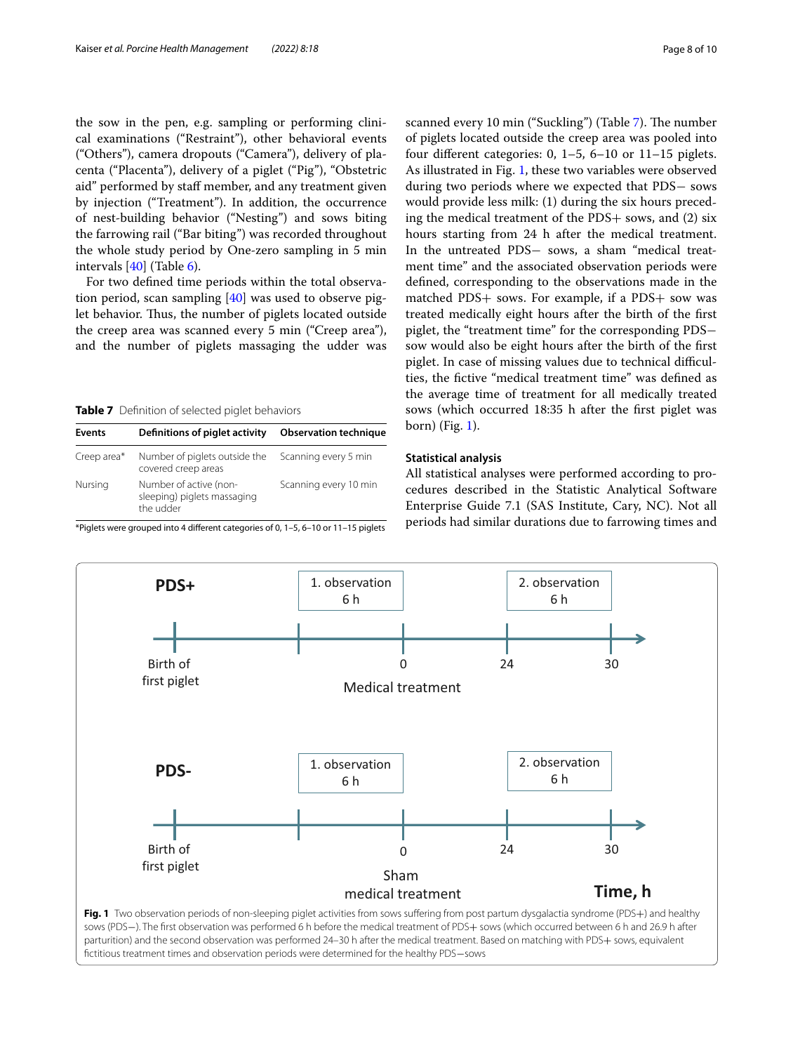the sow in the pen, e.g. sampling or performing clinical examinations ("Restraint"), other behavioral events ("Others"), camera dropouts ("Camera"), delivery of placenta ("Placenta"), delivery of a piglet ("Pig"), "Obstetric aid" performed by staff member, and any treatment given by injection ("Treatment"). In addition, the occurrence of nest-building behavior ("Nesting") and sows biting the farrowing rail ("Bar biting") was recorded throughout the whole study period by One-zero sampling in 5 min intervals [40] (Table 6).

For two defined time periods within the total observation period, scan sampling [40] was used to observe piglet behavior. Thus, the number of piglets located outside the creep area was scanned every 5 min ("Creep area"), and the number of piglets massaging the udder was scanned every 10 min ("Suckling") (Table 7). The number of piglets located outside the creep area was pooled into four different categories: 0, 1–5, 6–10 or 11–15 piglets. As illustrated in Fig. 1, these two variables were observed during two periods where we expected that PDS− sows would provide less milk: (1) during the six hours preceding the medical treatment of the PDS+ sows, and (2) six hours starting from 24 h after the medical treatment. In the untreated PDS− sows, a sham "medical treatment time" and the associated observation periods were defined, corresponding to the observations made in the matched PDS+ sows. For example, if a PDS+ sow was treated medically eight hours after the birth of the first piglet, the "treatment time" for the corresponding PDS− sow would also be eight hours after the birth of the first piglet. In case of missing values due to technical difficulties, the fictive "medical treatment time" was defined as the average time of treatment for all medically treated sows (which occurred 18:35 h after the first piglet was born) (Fig. 1).

**Table 7** Definition of selected piglet behaviors

| Events | Definitions of piglet activity | Observation technique |
|---|---|---|
| Creep area* | Number of piglets outside the covered creep areas | Scanning every 5 min |
| Nursing | Number of active (non-sleeping) piglets massaging the udder | Scanning every 10 min |

*Piglets were grouped into 4 different categories of 0, 1–5, 6–10 or 11–15 piglets

### Statistical analysis

All statistical analyses were performed according to procedures described in the Statistic Analytical Software Enterprise Guide 7.1 (SAS Institute, Cary, NC). Not all periods had similar durations due to farrowing times and

**Fig. 1** Two observation periods of non-sleeping piglet activities from sows suffering from post partum dysgalactia syndrome (PDS+) and healthy sows (PDS−). The first observation was performed 6 h before the medical treatment of PDS+ sows (which occurred between 6 h and 26.9 h after parturition) and the second observation was performed 24–30 h after the medical treatment. Based on matching with PDS+ sows, equivalent fictitious treatment times and observation periods were determined for the healthy PDS− sows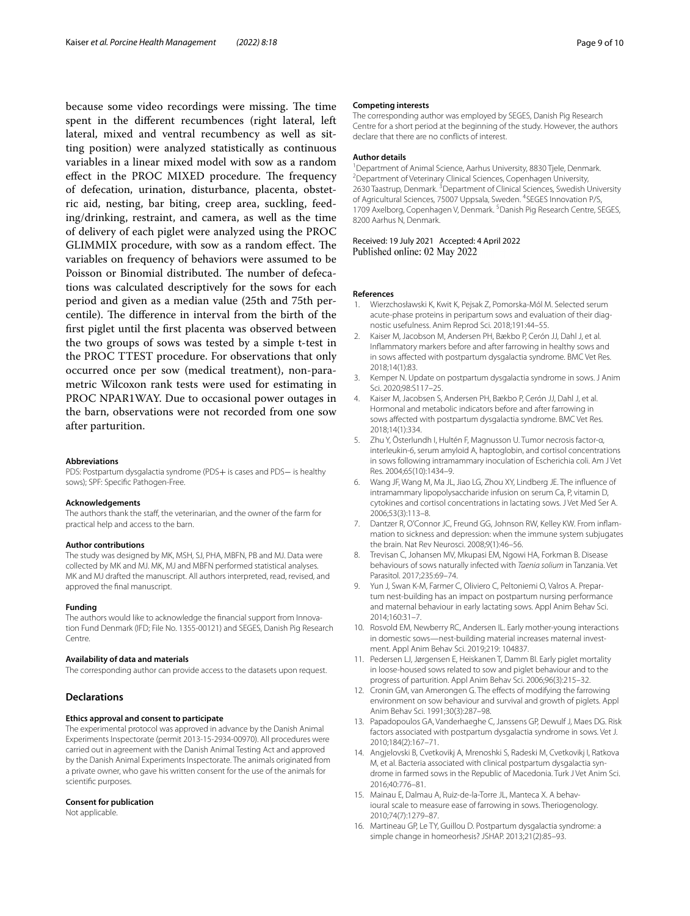because some video recordings were missing. The time spent in the different recumbences (right lateral, left lateral, mixed and ventral recumbency as well as sitting position) were analyzed statistically as continuous variables in a linear mixed model with sow as a random effect in the PROC MIXED procedure. The frequency of defecation, urination, disturbance, placenta, obstetric aid, nesting, bar biting, creep area, suckling, feeding/drinking, restraint, and camera, as well as the time of delivery of each piglet were analyzed using the PROC GLIMMIX procedure, with sow as a random effect. The variables on frequency of behaviors were assumed to be Poisson or Binomial distributed. The number of defecations was calculated descriptively for the sows for each period and given as a median value (25th and 75th percentile). The difference in interval from the birth of the first piglet until the first placenta was observed between the two groups of sows was tested by a simple t-test in the PROC TTEST procedure. For observations that only occurred once per sow (medical treatment), non-parametric Wilcoxon rank tests were used for estimating in PROC NPAR1WAY. Due to occasional power outages in the barn, observations were not recorded from one sow after parturition.

#### Abbreviations
PDS: Postpartum dysgalactia syndrome (PDS+ is cases and PDS− is healthy sows); SPF: Specific Pathogen-Free.

#### Acknowledgements
The authors thank the staff, the veterinarian, and the owner of the farm for practical help and access to the barn.

#### Author contributions
The study was designed by MK, MSH, SJ, PHA, MBFN, PB and MJ. Data were collected by MK and MJ. MK, MJ and MBFN performed statistical analyses. MK and MJ drafted the manuscript. All authors interpreted, read, revised, and approved the final manuscript.

#### Funding
The authors would like to acknowledge the financial support from Innovation Fund Denmark (IFD; File No. 1355-00121) and SEGES, Danish Pig Research Centre.

#### Availability of data and materials
The corresponding author can provide access to the datasets upon request.

## Declarations

#### Ethics approval and consent to participate
The experimental protocol was approved in advance by the Danish Animal Experiments Inspectorate (permit 2013-15-2934-00970). All procedures were carried out in agreement with the Danish Animal Testing Act and approved by the Danish Animal Experiments Inspectorate. The animals originated from a private owner, who gave his written consent for the use of the animals for scientific purposes.

#### Consent for publication
Not applicable.

#### Competing interests
The corresponding author was employed by SEGES, Danish Pig Research Centre for a short period at the beginning of the study. However, the authors declare that there are no conflicts of interest.

#### Author details
[1]Department of Animal Science, Aarhus University, 8830 Tjele, Denmark. [2]Department of Veterinary Clinical Sciences, Copenhagen University, 2630 Taastrup, Denmark. [3]Department of Clinical Sciences, Swedish University of Agricultural Sciences, 75007 Uppsala, Sweden. [4]SEGES Innovation P/S, 1709 Axelborg, Copenhagen V, Denmark. [5]Danish Pig Research Centre, SEGES, 8200 Aarhus N, Denmark.

Received: 19 July 2021 Accepted: 4 April 2022
Published online: 02 May 2022

#### References
1. Wierzchosławski K, Kwit K, Pejsak Z, Pomorska-Mól M. Selected serum acute-phase proteins in peripartum sows and evaluation of their diagnostic usefulness. Anim Reprod Sci. 2018;191:44–55.
2. Kaiser M, Jacobson M, Andersen PH, Bækbo P, Cerón JJ, Dahl J, et al. Inflammatory markers before and after farrowing in healthy sows and in sows affected with postpartum dysgalactia syndrome. BMC Vet Res. 2018;14(1):83.
3. Kemper N. Update on postpartum dysgalactia syndrome in sows. J Anim Sci. 2020;98:S117–25.
4. Kaiser M, Jacobsen S, Andersen PH, Bækbo P, Cerón JJ, Dahl J, et al. Hormonal and metabolic indicators before and after farrowing in sows affected with postpartum dysgalactia syndrome. BMC Vet Res. 2018;14(1):334.
5. Zhu Y, Österlundh I, Hultén F, Magnusson U. Tumor necrosis factor-α, interleukin-6, serum amyloid A, haptoglobin, and cortisol concentrations in sows following intramammary inoculation of Escherichia coli. Am J Vet Res. 2004;65(10):1434–9.
6. Wang JF, Wang M, Ma JL, Jiao LG, Zhou XY, Lindberg JE. The influence of intramammary lipopolysaccharide infusion on serum Ca, P, vitamin D, cytokines and cortisol concentrations in lactating sows. J Vet Med Ser A. 2006;53(3):113–8.
7. Dantzer R, O'Connor JC, Freund GG, Johnson RW, Kelley KW. From inflammation to sickness and depression: when the immune system subjugates the brain. Nat Rev Neurosci. 2008;9(1):46–56.
8. Trevisan C, Johansen MV, Mkupasi EM, Ngowi HA, Forkman B. Disease behaviours of sows naturally infected with *Taenia solium* in Tanzania. Vet Parasitol. 2017;235:69–74.
9. Yun J, Swan K-M, Farmer C, Oliviero C, Peltoniemi O, Valros A. Prepartum nest-building has an impact on postpartum nursing performance and maternal behaviour in early lactating sows. Appl Anim Behav Sci. 2014;160:31–7.
10. Rosvold EM, Newberry RC, Andersen IL. Early mother-young interactions in domestic sows—nest-building material increases maternal investment. Appl Anim Behav Sci. 2019;219: 104837.
11. Pedersen LJ, Jørgensen E, Heiskanen T, Damm BI. Early piglet mortality in loose-housed sows related to sow and piglet behaviour and to the progress of parturition. Appl Anim Behav Sci. 2006;96(3):215–32.
12. Cronin GM, van Amerongen G. The effects of modifying the farrowing environment on sow behaviour and survival and growth of piglets. Appl Anim Behav Sci. 1991;30(3):287–98.
13. Papadopoulos GA, Vanderhaeghe C, Janssens GP, Dewulf J, Maes DG. Risk factors associated with postpartum dysgalactia syndrome in sows. Vet J. 2010;184(2):167–71.
14. Angjelovski B, Cvetkovikj A, Mrenoshki S, Radeski M, Cvetkovikj I, Ratkova M, et al. Bacteria associated with clinical postpartum dysgalactia syndrome in farmed sows in the Republic of Macedonia. Turk J Vet Anim Sci. 2016;40:776–81.
15. Mainau E, Dalmau A, Ruiz-de-la-Torre JL, Manteca X. A behavioural scale to measure ease of farrowing in sows. Theriogenology. 2010;74(7):1279–87.
16. Martineau GP, Le TY, Guillou D. Postpartum dysgalactia syndrome: a simple change in homeorhesis? JSHAP. 2013;21(2):85–93.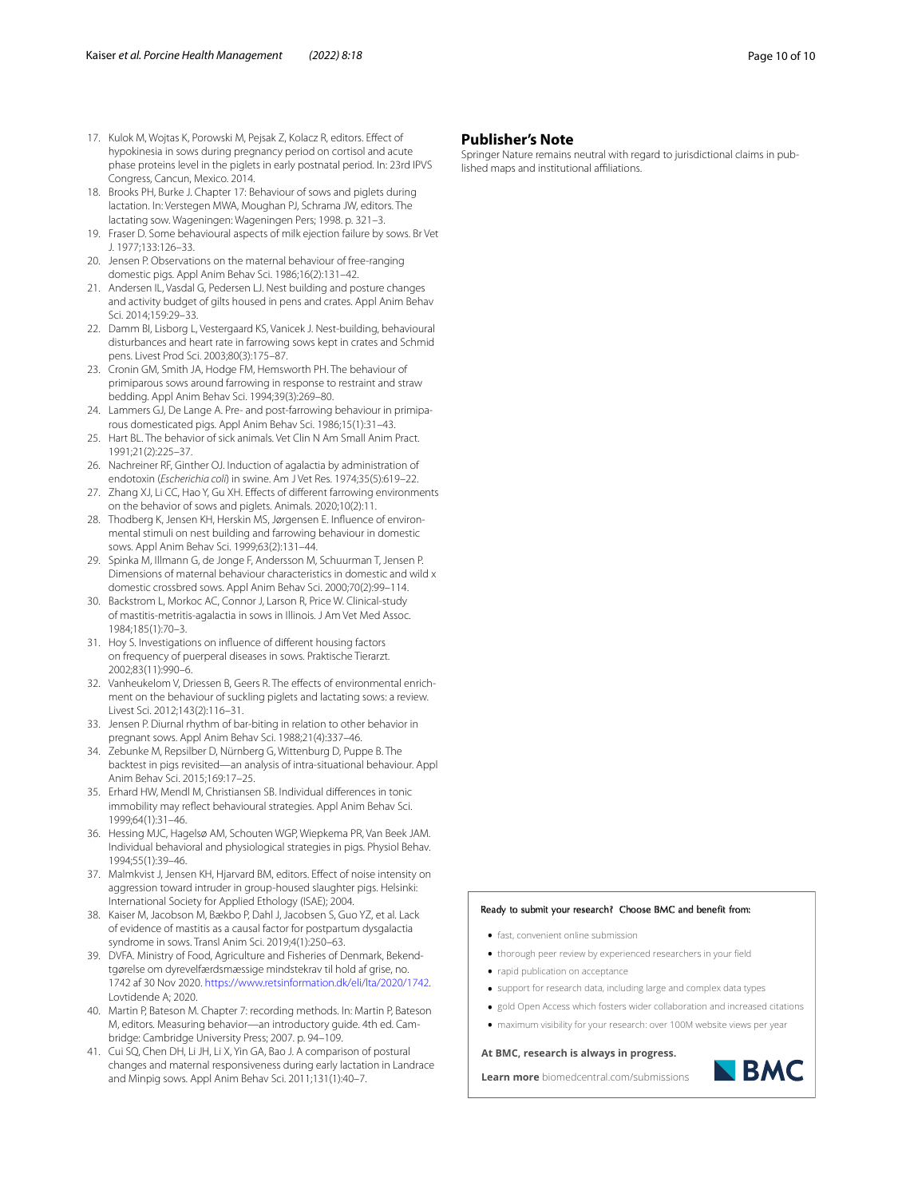17. Kulok M, Wojtas K, Porowski M, Pejsak Z, Kolacz R, editors. Effect of hypokinesia in sows during pregnancy period on cortisol and acute phase proteins level in the piglets in early postnatal period. In: 23rd IPVS Congress, Cancun, Mexico. 2014.
18. Brooks PH, Burke J. Chapter 17: Behaviour of sows and piglets during lactation. In: Verstegen MWA, Moughan PJ, Schrama JW, editors. The lactating sow. Wageningen: Wageningen Pers; 1998. p. 321–3.
19. Fraser D. Some behavioural aspects of milk ejection failure by sows. Br Vet J. 1977;133:126–33.
20. Jensen P. Observations on the maternal behaviour of free-ranging domestic pigs. Appl Anim Behav Sci. 1986;16(2):131–42.
21. Andersen IL, Vasdal G, Pedersen LJ. Nest building and posture changes and activity budget of gilts housed in pens and crates. Appl Anim Behav Sci. 2014;159:29–33.
22. Damm BI, Lisborg L, Vestergaard KS, Vanicek J. Nest-building, behavioural disturbances and heart rate in farrowing sows kept in crates and Schmid pens. Livest Prod Sci. 2003;80(3):175–87.
23. Cronin GM, Smith JA, Hodge FM, Hemsworth PH. The behaviour of primiparous sows around farrowing in response to restraint and straw bedding. Appl Anim Behav Sci. 1994;39(3):269–80.
24. Lammers GJ, De Lange A. Pre- and post-farrowing behaviour in primiparous domesticated pigs. Appl Anim Behav Sci. 1986;15(1):31–43.
25. Hart BL. The behavior of sick animals. Vet Clin N Am Small Anim Pract. 1991;21(2):225–37.
26. Nachreiner RF, Ginther OJ. Induction of agalactia by administration of endotoxin (*Escherichia coli*) in swine. Am J Vet Res. 1974;35(5):619–22.
27. Zhang XJ, Li CC, Hao Y, Gu XH. Effects of different farrowing environments on the behavior of sows and piglets. Animals. 2020;10(2):11.
28. Thodberg K, Jensen KH, Herskin MS, Jørgensen E. Influence of environmental stimuli on nest building and farrowing behaviour in domestic sows. Appl Anim Behav Sci. 1999;63(2):131–44.
29. Spinka M, Illmann G, de Jonge F, Andersson M, Schuurman T, Jensen P. Dimensions of maternal behaviour characteristics in domestic and wild x domestic crossbred sows. Appl Anim Behav Sci. 2000;70(2):99–114.
30. Backstrom L, Morkoc AC, Connor J, Larson R, Price W. Clinical-study of mastitis-metritis-agalactia in sows in Illinois. J Am Vet Med Assoc. 1984;185(1):70–3.
31. Hoy S. Investigations on influence of different housing factors on frequency of puerperal diseases in sows. Praktische Tierarzt. 2002;83(11):990–6.
32. Vanheukelom V, Driessen B, Geers R. The effects of environmental enrichment on the behaviour of suckling piglets and lactating sows: a review. Livest Sci. 2012;143(2):116–31.
33. Jensen P. Diurnal rhythm of bar-biting in relation to other behavior in pregnant sows. Appl Anim Behav Sci. 1988;21(4):337–46.
34. Zebunke M, Repsilber D, Nürnberg G, Wittenburg D, Puppe B. The backtest in pigs revisited—an analysis of intra-situational behaviour. Appl Anim Behav Sci. 2015;169:17–25.
35. Erhard HW, Mendl M, Christiansen SB. Individual differences in tonic immobility may reflect behavioural strategies. Appl Anim Behav Sci. 1999;64(1):31–46.
36. Hessing MJC, Hagelsø AM, Schouten WGP, Wiepkema PR, Van Beek JAM. Individual behavioral and physiological strategies in pigs. Physiol Behav. 1994;55(1):39–46.
37. Malmkvist J, Jensen KH, Hjarvard BM, editors. Effect of noise intensity on aggression toward intruder in group-housed slaughter pigs. Helsinki: International Society for Applied Ethology (ISAE); 2004.
38. Kaiser M, Jacobson M, Bækbo P, Dahl J, Jacobsen S, Guo YZ, et al. Lack of evidence of mastitis as a causal factor for postpartum dysgalactia syndrome in sows. Transl Anim Sci. 2019;4(1):250–63.
39. DVFA. Ministry of Food, Agriculture and Fisheries of Denmark, Bekendtgørelse om dyrevelfærdsmæssige mindstekrav til hold af grise, no. 1742 af 30 Nov 2020. https://www.retsinformation.dk/eli/lta/2020/1742. Lovtidende A; 2020.
40. Martin P, Bateson M. Chapter 7: recording methods. In: Martin P, Bateson M, editors. Measuring behavior—an introductory guide. 4th ed. Cambridge: Cambridge University Press; 2007. p. 94–109.
41. Cui SQ, Chen DH, Li JH, Li X, Yin GA, Bao J. A comparison of postural changes and maternal responsiveness during early lactation in Landrace and Minpig sows. Appl Anim Behav Sci. 2011;131(1):40–7.

## Publisher's Note

Springer Nature remains neutral with regard to jurisdictional claims in published maps and institutional affiliations.

Ready to submit your research? Choose BMC and benefit from:

- fast, convenient online submission
- thorough peer review by experienced researchers in your field
- rapid publication on acceptance
- support for research data, including large and complex data types
- gold Open Access which fosters wider collaboration and increased citations
- maximum visibility for your research: over 100M website views per year

**At BMC, research is always in progress.**

**Learn more** biomedcentral.com/submissions

BMC